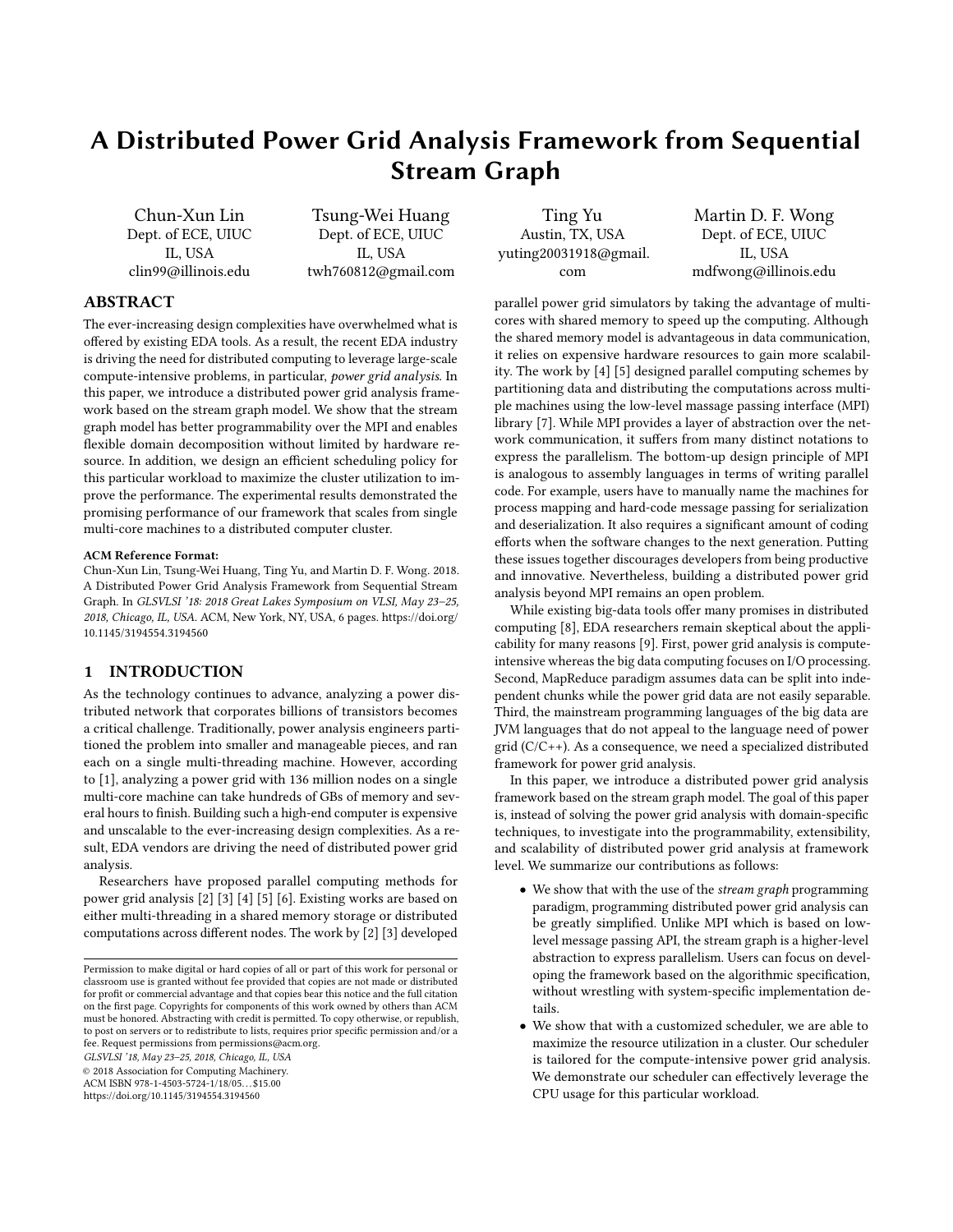# A Distributed Power Grid Analysis Framework from Sequential Stream Graph

Chun-Xun Lin
Dept. of ECE, UIUC
IL, USA
clin99@illinois.edu

Tsung-Wei Huang
Dept. of ECE, UIUC
IL, USA
twh760812@gmail.com

Ting Yu
Austin, TX, USA
yuting20031918@gmail.com

Martin D. F. Wong
Dept. of ECE, UIUC
IL, USA
mdfwong@illinois.edu

## ABSTRACT

The ever-increasing design complexities have overwhelmed what is offered by existing EDA tools. As a result, the recent EDA industry is driving the need for distributed computing to leverage large-scale compute-intensive problems, in particular, *power grid analysis*. In this paper, we introduce a distributed power grid analysis framework based on the stream graph model. We show that the stream graph model has better programmability over the MPI and enables flexible domain decomposition without limited by hardware resource. In addition, we design an efficient scheduling policy for this particular workload to maximize the cluster utilization to improve the performance. The experimental results demonstrated the promising performance of our framework that scales from single multi-core machines to a distributed computer cluster.

**ACM Reference Format:**
Chun-Xun Lin, Tsung-Wei Huang, Ting Yu, and Martin D. F. Wong. 2018. A Distributed Power Grid Analysis Framework from Sequential Stream Graph. In *GLSVLSI '18: 2018 Great Lakes Symposium on VLSI, May 23–25, 2018, Chicago, IL, USA.* ACM, New York, NY, USA, 6 pages. https://doi.org/10.1145/3194554.3194560

## 1 INTRODUCTION

As the technology continues to advance, analyzing a power distributed network that corporates billions of transistors becomes a critical challenge. Traditionally, power analysis engineers partitioned the problem into smaller and manageable pieces, and ran each on a single multi-threading machine. However, according to [1], analyzing a power grid with 136 million nodes on a single multi-core machine can take hundreds of GBs of memory and several hours to finish. Building such a high-end computer is expensive and unscalable to the ever-increasing design complexities. As a result, EDA vendors are driving the need of distributed power grid analysis.

Researchers have proposed parallel computing methods for power grid analysis [2] [3] [4] [5] [6]. Existing works are based on either multi-threading in a shared memory storage or distributed computations across different nodes. The work by [2] [3] developed parallel power grid simulators by taking the advantage of multi-cores with shared memory to speed up the computing. Although the shared memory model is advantageous in data communication, it relies on expensive hardware resources to gain more scalability. The work by [4] [5] designed parallel computing schemes by partitioning data and distributing the computations across multiple machines using the low-level massage passing interface (MPI) library [7]. While MPI provides a layer of abstraction over the network communication, it suffers from many distinct notations to express the parallelism. The bottom-up design principle of MPI is analogous to assembly languages in terms of writing parallel code. For example, users have to manually name the machines for process mapping and hard-code message passing for serialization and deserialization. It also requires a significant amount of coding efforts when the software changes to the next generation. Putting these issues together discourages developers from being productive and innovative. Nevertheless, building a distributed power grid analysis beyond MPI remains an open problem.

While existing big-data tools offer many promises in distributed computing [8], EDA researchers remain skeptical about the applicability for many reasons [9]. First, power grid analysis is compute-intensive whereas the big data computing focuses on I/O processing. Second, MapReduce paradigm assumes data can be split into independent chunks while the power grid data are not easily separable. Third, the mainstream programming languages of the big data are JVM languages that do not appeal to the language need of power grid (C/C++). As a consequence, we need a specialized distributed framework for power grid analysis.

In this paper, we introduce a distributed power grid analysis framework based on the stream graph model. The goal of this paper is, instead of solving the power grid analysis with domain-specific techniques, to investigate into the programmability, extensibility, and scalability of distributed power grid analysis at framework level. We summarize our contributions as follows:

- We show that with the use of the *stream graph* programming paradigm, programming distributed power grid analysis can be greatly simplified. Unlike MPI which is based on low-level message passing API, the stream graph is a higher-level abstraction to express parallelism. Users can focus on developing the framework based on the algorithmic specification, without wrestling with system-specific implementation details.
- We show that with a customized scheduler, we are able to maximize the resource utilization in a cluster. Our scheduler is tailored for the compute-intensive power grid analysis. We demonstrate our scheduler can effectively leverage the CPU usage for this particular workload.

Permission to make digital or hard copies of all or part of this work for personal or classroom use is granted without fee provided that copies are not made or distributed for profit or commercial advantage and that copies bear this notice and the full citation on the first page. Copyrights for components of this work owned by others than ACM must be honored. Abstracting with credit is permitted. To copy otherwise, or republish, to post on servers or to redistribute to lists, requires prior specific permission and/or a fee. Request permissions from permissions@acm.org.
GLSVLSI '18, May 23–25, 2018, Chicago, IL, USA
© 2018 Association for Computing Machinery.
ACM ISBN 978-1-4503-5724-1/18/05…$15.00
https://doi.org/10.1145/3194554.3194560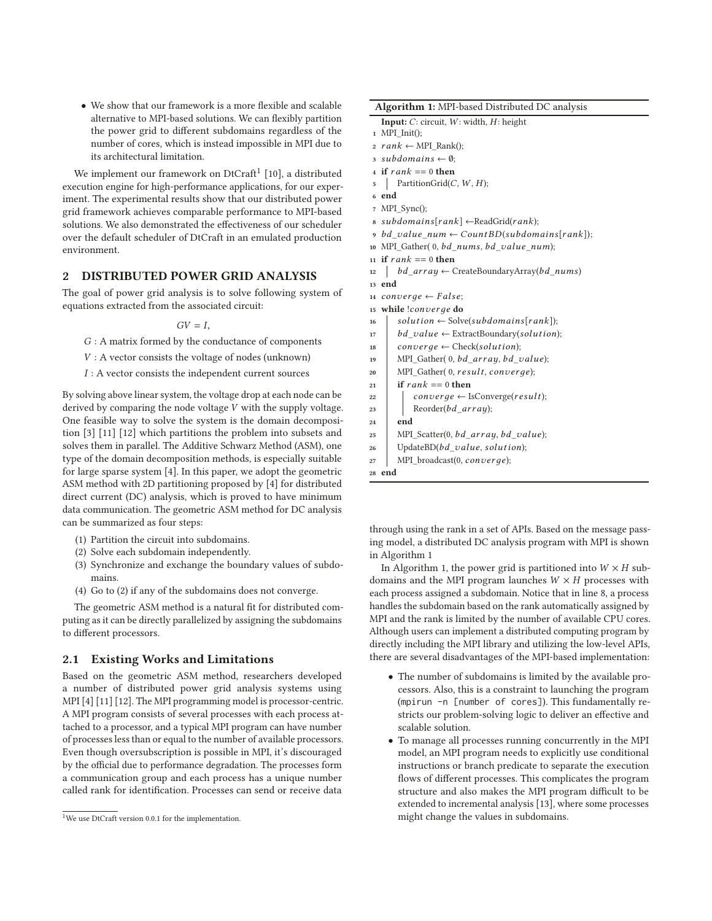- We show that our framework is a more flexible and scalable alternative to MPI-based solutions. We can flexibly partition the power grid to different subdomains regardless of the number of cores, which is instead impossible in MPI due to its architectural limitation.

We implement our framework on DtCraft[1] [10], a distributed execution engine for high-performance applications, for our experiment. The experimental results show that our distributed power grid framework achieves comparable performance to MPI-based solutions. We also demonstrated the effectiveness of our scheduler over the default scheduler of DtCraft in an emulated production environment.

## 2 DISTRIBUTED POWER GRID ANALYSIS

The goal of power grid analysis is to solve following system of equations extracted from the associated circuit:

$$GV = I,$$

$G$ : A matrix formed by the conductance of components

$V$ : A vector consists the voltage of nodes (unknown)

$I$ : A vector consists the independent current sources

By solving above linear system, the voltage drop at each node can be derived by comparing the node voltage $V$ with the supply voltage. One feasible way to solve the system is the domain decomposition [3] [11] [12] which partitions the problem into subsets and solves them in parallel. The Additive Schwarz Method (ASM), one type of the domain decomposition methods, is especially suitable for large sparse system [4]. In this paper, we adopt the geometric ASM method with 2D partitioning proposed by [4] for distributed direct current (DC) analysis, which is proved to have minimum data communication. The geometric ASM method for DC analysis can be summarized as four steps:

1. Partition the circuit into subdomains.
2. Solve each subdomain independently.
3. Synchronize and exchange the boundary values of subdomains.
4. Go to (2) if any of the subdomains does not converge.

The geometric ASM method is a natural fit for distributed computing as it can be directly parallelized by assigning the subdomains to different processors.

### 2.1 Existing Works and Limitations

Based on the geometric ASM method, researchers developed a number of distributed power grid analysis systems using MPI [4] [11] [12]. The MPI programming model is processor-centric. A MPI program consists of several processes with each process attached to a processor, and a typical MPI program can have number of processes less than or equal to the number of available processors. Even though oversubscription is possible in MPI, it's discouraged by the official due to performance degradation. The processes form a communication group and each process has a unique number called rank for identification. Processes can send or receive data through using the rank in a set of APIs. Based on the message passing model, a distributed DC analysis program with MPI is shown in Algorithm 1

**Algorithm 1:** MPI-based Distributed DC analysis

```
   Input: C: circuit, W: width, H: height
 1 MPI_Init();
 2 rank ← MPI_Rank();
 3 subdomains ← ∅;
 4 if rank == 0 then
 5     PartitionGrid(C, W, H);
 6 end
 7 MPI_Sync();
 8 subdomains[rank] ←ReadGrid(rank);
 9 bd_value_num ← CountBD(subdomains[rank]);
10 MPI_Gather( 0, bd_nums, bd_value_num);
11 if rank == 0 then
12     bd_array ← CreateBoundaryArray(bd_nums)
13 end
14 converge ← False;
15 while !converge do
16     solution ← Solve(subdomains[rank]);
17     bd_value ← ExtractBoundary(solution);
18     converge ← Check(solution);
19     MPI_Gather( 0, bd_array, bd_value);
20     MPI_Gather( 0, result, converge);
21     if rank == 0 then
22         converge ← IsConverge(result);
23         Reorder(bd_array);
24     end
25     MPI_Scatter(0, bd_array, bd_value);
26     UpdateBD(bd_value, solution);
27     MPI_broadcast(0, converge);
28 end
```

In Algorithm 1, the power grid is partitioned into $W \times H$ subdomains and the MPI program launches $W \times H$ processes with each process assigned a subdomain. Notice that in line 8, a process handles the subdomain based on the rank automatically assigned by MPI and the rank is limited by the number of available CPU cores. Although users can implement a distributed computing program by directly including the MPI library and utilizing the low-level APIs, there are several disadvantages of the MPI-based implementation:

- The number of subdomains is limited by the available processors. Also, this is a constraint to launching the program (`mpirun -n [number of cores]`). This fundamentally restricts our problem-solving logic to deliver an effective and scalable solution.
- To manage all processes running concurrently in the MPI model, an MPI program needs to explicitly use conditional instructions or branch predicate to separate the execution flows of different processes. This complicates the program structure and also makes the MPI program difficult to be extended to incremental analysis [13], where some processes might change the values in subdomains.

[1] We use DtCraft version 0.0.1 for the implementation.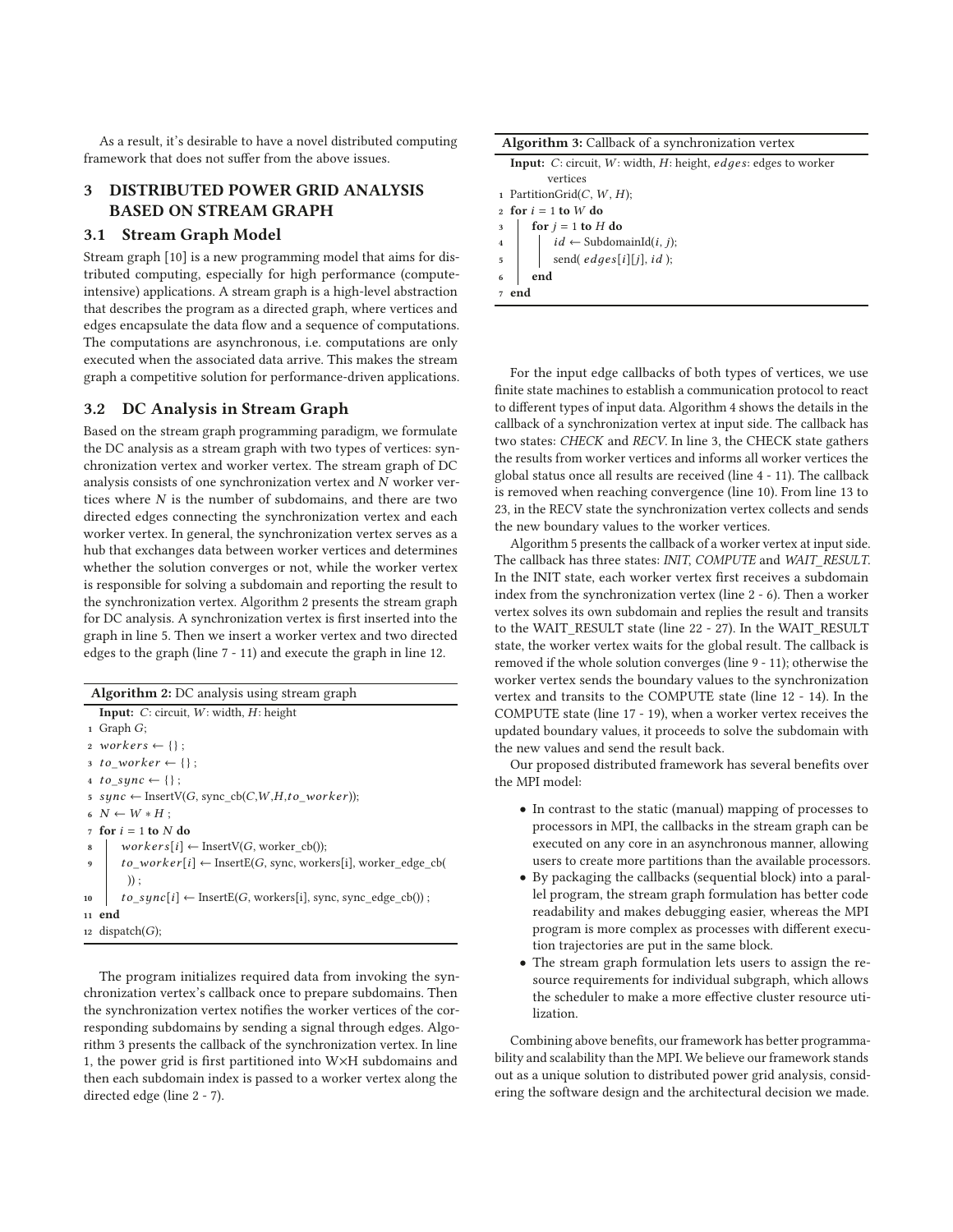As a result, it's desirable to have a novel distributed computing framework that does not suffer from the above issues.

## 3 DISTRIBUTED POWER GRID ANALYSIS BASED ON STREAM GRAPH

### 3.1 Stream Graph Model

Stream graph [10] is a new programming model that aims for distributed computing, especially for high performance (compute-intensive) applications. A stream graph is a high-level abstraction that describes the program as a directed graph, where vertices and edges encapsulate the data flow and a sequence of computations. The computations are asynchronous, i.e. computations are only executed when the associated data arrive. This makes the stream graph a competitive solution for performance-driven applications.

### 3.2 DC Analysis in Stream Graph

Based on the stream graph programming paradigm, we formulate the DC analysis as a stream graph with two types of vertices: synchronization vertex and worker vertex. The stream graph of DC analysis consists of one synchronization vertex and $N$ worker vertices where $N$ is the number of subdomains, and there are two directed edges connecting the synchronization vertex and each worker vertex. In general, the synchronization vertex serves as a hub that exchanges data between worker vertices and determines whether the solution converges or not, while the worker vertex is responsible for solving a subdomain and reporting the result to the synchronization vertex. Algorithm 2 presents the stream graph for DC analysis. A synchronization vertex is first inserted into the graph in line 5. Then we insert a worker vertex and two directed edges to the graph (line 7 - 11) and execute the graph in line 12.

**Algorithm 2:** DC analysis using stream graph

```
Input: C: circuit, W: width, H: height
1  Graph G;
2  workers ← {} ;
3  to_worker ← {} ;
4  to_sync ← {} ;
5  sync ← InsertV(G, sync_cb(C,W,H,to_worker));
6  N ← W * H ;
7  for i = 1 to N do
8      workers[i] ← InsertV(G, worker_cb());
9      to_worker[i] ← InsertE(G, sync, workers[i], worker_edge_cb(
         )) ;
10     to_sync[i] ← InsertE(G, workers[i], sync, sync_edge_cb()) ;
11 end
12 dispatch(G);
```

The program initializes required data from invoking the synchronization vertex's callback once to prepare subdomains. Then the synchronization vertex notifies the worker vertices of the corresponding subdomains by sending a signal through edges. Algorithm 3 presents the callback of the synchronization vertex. In line 1, the power grid is first partitioned into W×H subdomains and then each subdomain index is passed to a worker vertex along the directed edge (line 2 - 7).

**Algorithm 3:** Callback of a synchronization vertex

```
Input: C: circuit, W: width, H: height, edges: edges to worker
       vertices
1  PartitionGrid(C, W, H);
2  for i = 1 to W do
3      for j = 1 to H do
4          id ← SubdomainId(i, j);
5          send( edges[i][j], id );
6      end
7  end
```

For the input edge callbacks of both types of vertices, we use finite state machines to establish a communication protocol to react to different types of input data. Algorithm 4 shows the details in the callback of a synchronization vertex at input side. The callback has two states: *CHECK* and *RECV*. In line 3, the CHECK state gathers the results from worker vertices and informs all worker vertices the global status once all results are received (line 4 - 11). The callback is removed when reaching convergence (line 10). From line 13 to 23, in the RECV state the synchronization vertex collects and sends the new boundary values to the worker vertices.

Algorithm 5 presents the callback of a worker vertex at input side. The callback has three states: *INIT*, *COMPUTE* and *WAIT_RESULT*. In the INIT state, each worker vertex first receives a subdomain index from the synchronization vertex (line 2 - 6). Then a worker vertex solves its own subdomain and replies the result and transits to the WAIT_RESULT state (line 22 - 27). In the WAIT_RESULT state, the worker vertex waits for the global result. The callback is removed if the whole solution converges (line 9 - 11); otherwise the worker vertex sends the boundary values to the synchronization vertex and transits to the COMPUTE state (line 12 - 14). In the COMPUTE state (line 17 - 19), when a worker vertex receives the updated boundary values, it proceeds to solve the subdomain with the new values and send the result back.

Our proposed distributed framework has several benefits over the MPI model:

- In contrast to the static (manual) mapping of processes to processors in MPI, the callbacks in the stream graph can be executed on any core in an asynchronous manner, allowing users to create more partitions than the available processors.
- By packaging the callbacks (sequential block) into a parallel program, the stream graph formulation has better code readability and makes debugging easier, whereas the MPI program is more complex as processes with different execution trajectories are put in the same block.
- The stream graph formulation lets users to assign the resource requirements for individual subgraph, which allows the scheduler to make a more effective cluster resource utilization.

Combining above benefits, our framework has better programmability and scalability than the MPI. We believe our framework stands out as a unique solution to distributed power grid analysis, considering the software design and the architectural decision we made.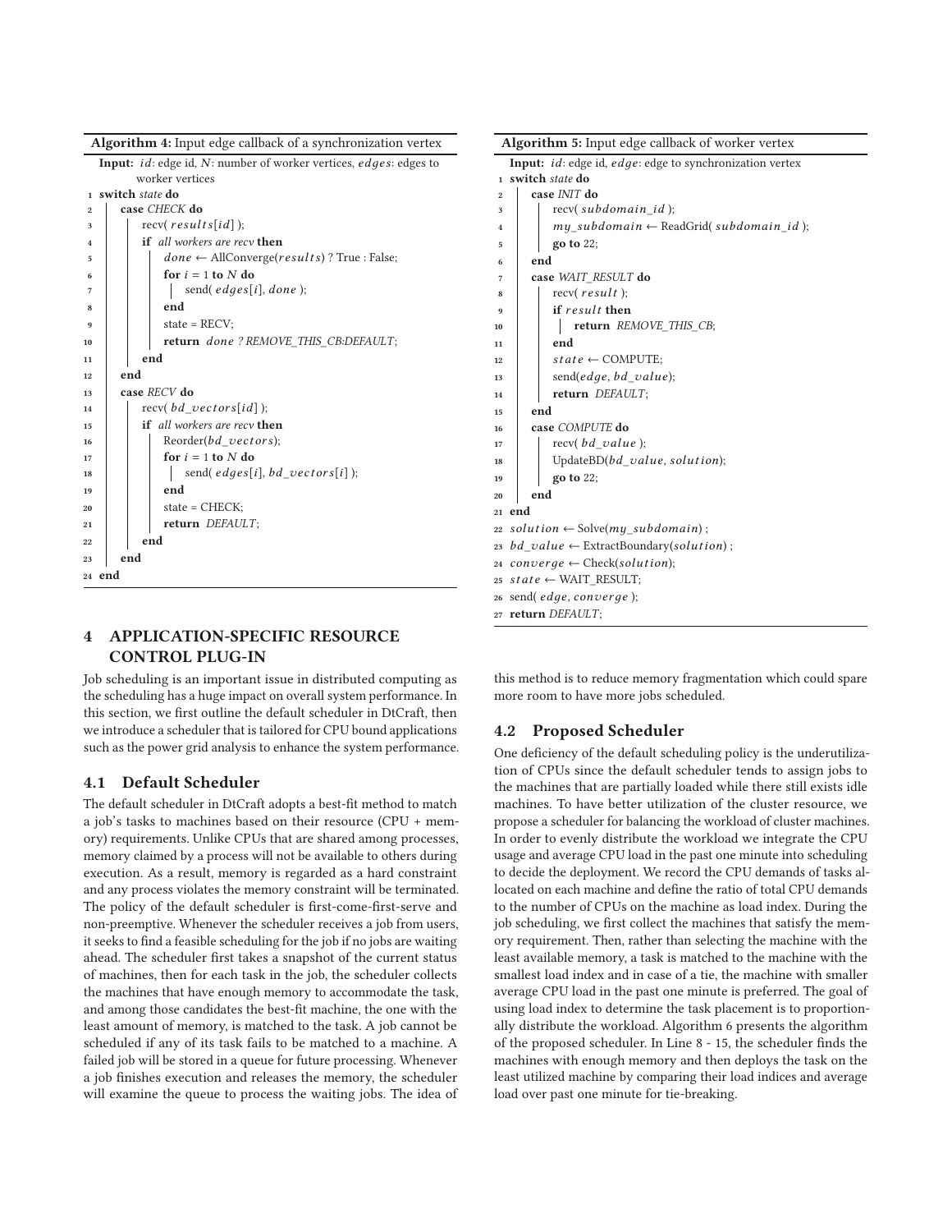**Algorithm 4:** Input edge callback of a synchronization vertex

```
Input: id: edge id, N: number of worker vertices, edges: edges to
       worker vertices
1  switch state do
2      case CHECK do
3          recv( results[id] );
4          if all workers are recv then
5              done ← AllConverge(results) ? True : False;
6              for i = 1 to N do
7                  send( edges[i], done );
8              end
9              state = RECV;
10             return done ? REMOVE_THIS_CB:DEFAULT;
11         end
12     end
13     case RECV do
14         recv( bd_vectors[id] );
15         if all workers are recv then
16             Reorder(bd_vectors);
17             for i = 1 to N do
18                 send( edges[i], bd_vectors[i] );
19             end
20             state = CHECK;
21             return DEFAULT;
22         end
23     end
24 end
```

**Algorithm 5:** Input edge callback of worker vertex

```
Input: id: edge id, edge: edge to synchronization vertex
1  switch state do
2      case INIT do
3          recv( subdomain_id );
4          my_subdomain ← ReadGrid( subdomain_id );
5          go to 22;
6      end
7      case WAIT_RESULT do
8          recv( result );
9          if result then
10             return REMOVE_THIS_CB;
11         end
12         state ← COMPUTE;
13         send(edge, bd_value);
14         return DEFAULT;
15     end
16     case COMPUTE do
17         recv( bd_value );
18         UpdateBD(bd_value, solution);
19         go to 22;
20     end
21 end
22 solution ← Solve(my_subdomain) ;
23 bd_value ← ExtractBoundary(solution) ;
24 converge ← Check(solution);
25 state ← WAIT_RESULT;
26 send( edge, converge );
27 return DEFAULT;
```

# 4 APPLICATION-SPECIFIC RESOURCE CONTROL PLUG-IN

Job scheduling is an important issue in distributed computing as the scheduling has a huge impact on overall system performance. In this section, we first outline the default scheduler in DtCraft, then we introduce a scheduler that is tailored for CPU bound applications such as the power grid analysis to enhance the system performance.

## 4.1 Default Scheduler

The default scheduler in DtCraft adopts a best-fit method to match a job's tasks to machines based on their resource (CPU + memory) requirements. Unlike CPUs that are shared among processes, memory claimed by a process will not be available to others during execution. As a result, memory is regarded as a hard constraint and any process violates the memory constraint will be terminated. The policy of the default scheduler is first-come-first-serve and non-preemptive. Whenever the scheduler receives a job from users, it seeks to find a feasible scheduling for the job if no jobs are waiting ahead. The scheduler first takes a snapshot of the current status of machines, then for each task in the job, the scheduler collects the machines that have enough memory to accommodate the task, and among those candidates the best-fit machine, the one with the least amount of memory, is matched to the task. A job cannot be scheduled if any of its task fails to be matched to a machine. A failed job will be stored in a queue for future processing. Whenever a job finishes execution and releases the memory, the scheduler will examine the queue to process the waiting jobs. The idea of this method is to reduce memory fragmentation which could spare more room to have more jobs scheduled.

## 4.2 Proposed Scheduler

One deficiency of the default scheduling policy is the underutilization of CPUs since the default scheduler tends to assign jobs to the machines that are partially loaded while there still exists idle machines. To have better utilization of the cluster resource, we propose a scheduler for balancing the workload of cluster machines. In order to evenly distribute the workload we integrate the CPU usage and average CPU load in the past one minute into scheduling to decide the deployment. We record the CPU demands of tasks allocated on each machine and define the ratio of total CPU demands to the number of CPUs on the machine as load index. During the job scheduling, we first collect the machines that satisfy the memory requirement. Then, rather than selecting the machine with the least available memory, a task is matched to the machine with the smallest load index and in case of a tie, the machine with smaller average CPU load in the past one minute is preferred. The goal of using load index to determine the task placement is to proportionally distribute the workload. Algorithm 6 presents the algorithm of the proposed scheduler. In Line 8 - 15, the scheduler finds the machines with enough memory and then deploys the task on the least utilized machine by comparing their load indices and average load over past one minute for tie-breaking.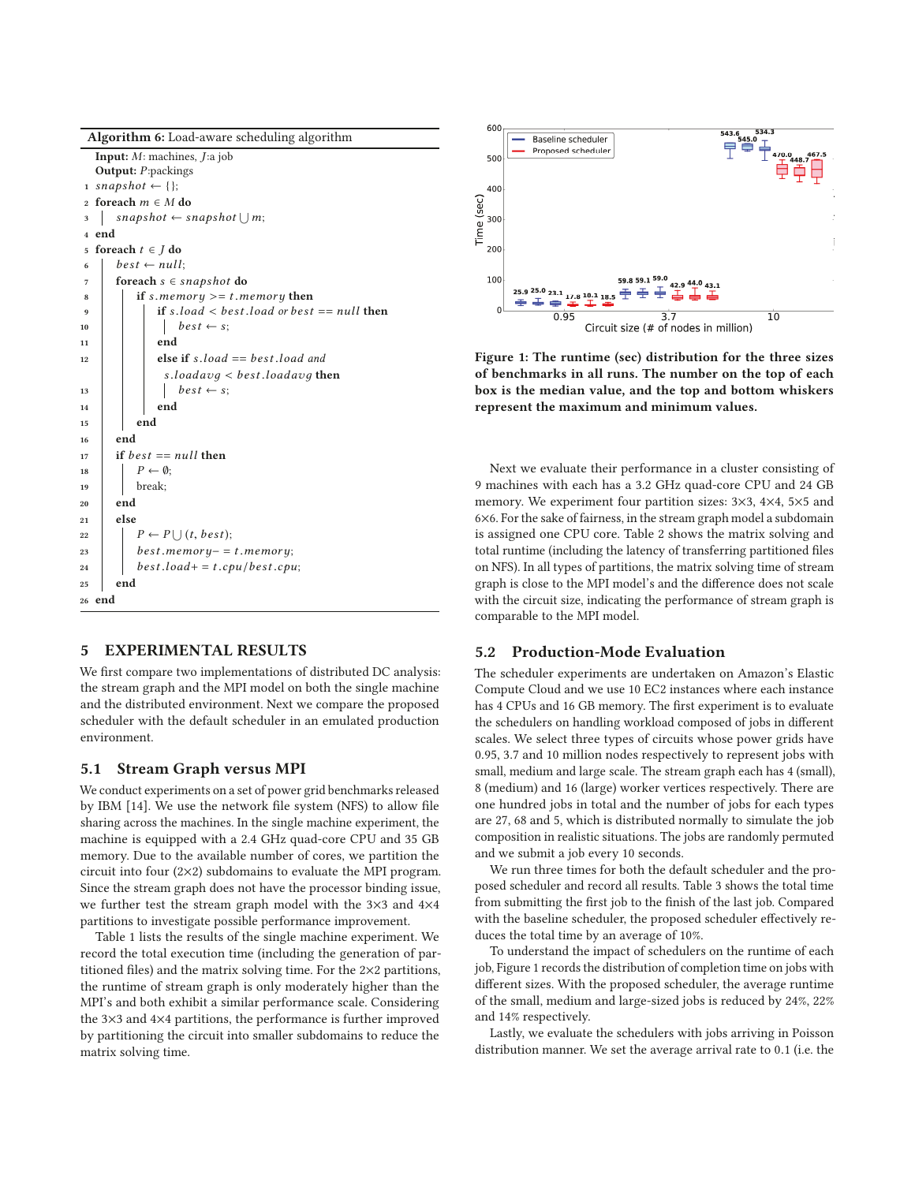**Algorithm 6:** Load-aware scheduling algorithm

```
Input: M: machines, J: a job
Output: P: packings
1  snapshot ← {};
2  foreach m ∈ M do
3      snapshot ← snapshot ⋃ m;
4  end
5  foreach t ∈ J do
6      best ← null;
7      foreach s ∈ snapshot do
8          if s.memory >= t.memory then
9              if s.load < best.load or best == null then
10                 best ← s;
11             end
12             else if s.load == best.load and
                   s.loadavg < best.loadavg then
13                 best ← s;
14             end
15         end
16     end
17     if best == null then
18         P ← ∅;
19         break;
20     end
21     else
22         P ← P ⋃ (t, best);
23         best.memory− = t.memory;
24         best.load+ = t.cpu/best.cpu;
25     end
26 end
```

## 5 EXPERIMENTAL RESULTS

We first compare two implementations of distributed DC analysis: the stream graph and the MPI model on both the single machine and the distributed environment. Next we compare the proposed scheduler with the default scheduler in an emulated production environment.

### 5.1 Stream Graph versus MPI

We conduct experiments on a set of power grid benchmarks released by IBM [14]. We use the network file system (NFS) to allow file sharing across the machines. In the single machine experiment, the machine is equipped with a 2.4 GHz quad-core CPU and 35 GB memory. Due to the available number of cores, we partition the circuit into four (2×2) subdomains to evaluate the MPI program. Since the stream graph does not have the processor binding issue, we further test the stream graph model with the 3×3 and 4×4 partitions to investigate possible performance improvement.

Table 1 lists the results of the single machine experiment. We record the total execution time (including the generation of partitioned files) and the matrix solving time. For the 2×2 partitions, the runtime of stream graph is only moderately higher than the MPI's and both exhibit a similar performance scale. Considering the 3×3 and 4×4 partitions, the performance is further improved by partitioning the circuit into smaller subdomains to reduce the matrix solving time.

**Figure 1: The runtime (sec) distribution for the three sizes of benchmarks in all runs. The number on the top of each box is the median value, and the top and bottom whiskers represent the maximum and minimum values.**

Next we evaluate their performance in a cluster consisting of 9 machines with each has a 3.2 GHz quad-core CPU and 24 GB memory. We experiment four partition sizes: 3×3, 4×4, 5×5 and 6×6. For the sake of fairness, in the stream graph model a subdomain is assigned one CPU core. Table 2 shows the matrix solving and total runtime (including the latency of transferring partitioned files on NFS). In all types of partitions, the matrix solving time of stream graph is close to the MPI model's and the difference does not scale with the circuit size, indicating the performance of stream graph is comparable to the MPI model.

### 5.2 Production-Mode Evaluation

The scheduler experiments are undertaken on Amazon's Elastic Compute Cloud and we use 10 EC2 instances where each instance has 4 CPUs and 16 GB memory. The first experiment is to evaluate the schedulers on handling workload composed of jobs in different scales. We select three types of circuits whose power grids have 0.95, 3.7 and 10 million nodes respectively to represent jobs with small, medium and large scale. The stream graph each has 4 (small), 8 (medium) and 16 (large) worker vertices respectively. There are one hundred jobs in total and the number of jobs for each types are 27, 68 and 5, which is distributed normally to simulate the job composition in realistic situations. The jobs are randomly permuted and we submit a job every 10 seconds.

We run three times for both the default scheduler and the proposed scheduler and record all results. Table 3 shows the total time from submitting the first job to the finish of the last job. Compared with the baseline scheduler, the proposed scheduler effectively reduces the total time by an average of 10%.

To understand the impact of schedulers on the runtime of each job, Figure 1 records the distribution of completion time on jobs with different sizes. With the proposed scheduler, the average runtime of the small, medium and large-sized jobs is reduced by 24%, 22% and 14% respectively.

Lastly, we evaluate the schedulers with jobs arriving in Poisson distribution manner. We set the average arrival rate to 0.1 (i.e. the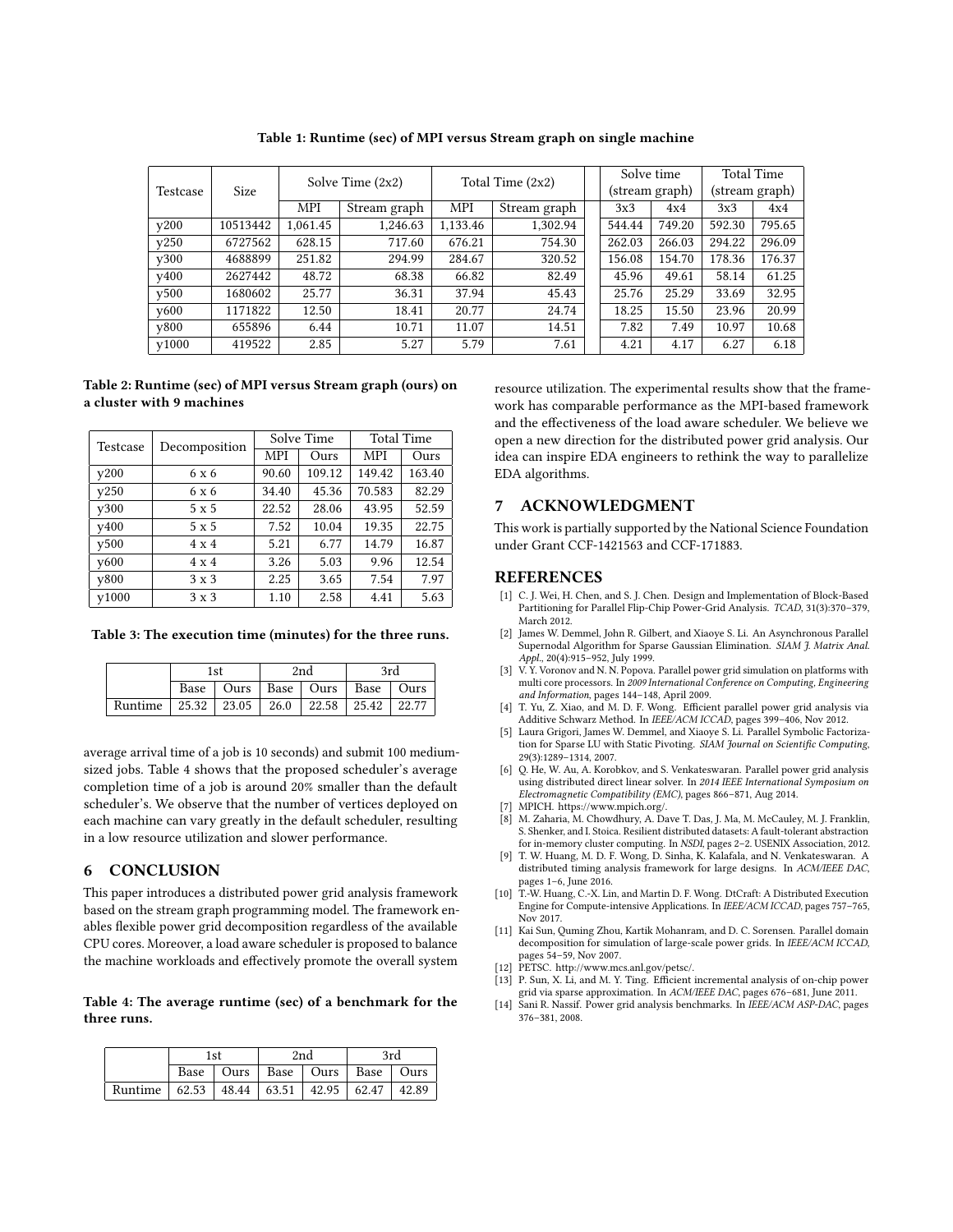Table 1: Runtime (sec) of MPI versus Stream graph on single machine

| Testcase | Size | Solve Time (2x2) | | Total Time (2x2) | | Solve time (stream graph) | | Total Time (stream graph) | |
|---|---|---|---|---|---|---|---|---|---|
| | | MPI | Stream graph | MPI | Stream graph | 3x3 | 4x4 | 3x3 | 4x4 |
| y200 | 10513442 | 1,061.45 | 1,246.63 | 1,133.46 | 1,302.94 | 544.44 | 749.20 | 592.30 | 795.65 |
| y250 | 6727562 | 628.15 | 717.60 | 676.21 | 754.30 | 262.03 | 266.03 | 294.22 | 296.09 |
| y300 | 4688899 | 251.82 | 294.99 | 284.67 | 320.52 | 156.08 | 154.70 | 178.36 | 176.37 |
| y400 | 2627442 | 48.72 | 68.38 | 66.82 | 82.49 | 45.96 | 49.61 | 58.14 | 61.25 |
| y500 | 1680602 | 25.77 | 36.31 | 37.94 | 45.43 | 25.76 | 25.29 | 33.69 | 32.95 |
| y600 | 1171822 | 12.50 | 18.41 | 20.77 | 24.74 | 18.25 | 15.50 | 23.96 | 20.99 |
| y800 | 655896 | 6.44 | 10.71 | 11.07 | 14.51 | 7.82 | 7.49 | 10.97 | 10.68 |
| y1000 | 419522 | 2.85 | 5.27 | 5.79 | 7.61 | 4.21 | 4.17 | 6.27 | 6.18 |

**Table 2: Runtime (sec) of MPI versus Stream graph (ours) on a cluster with 9 machines**

| Testcase | Decomposition | Solve Time | | Total Time | |
|---|---|---|---|---|---|
| | | MPI | Ours | MPI | Ours |
| y200 | 6 x 6 | 90.60 | 109.12 | 149.42 | 163.40 |
| y250 | 6 x 6 | 34.40 | 45.36 | 70.583 | 82.29 |
| y300 | 5 x 5 | 22.52 | 28.06 | 43.95 | 52.59 |
| y400 | 5 x 5 | 7.52 | 10.04 | 19.35 | 22.75 |
| y500 | 4 x 4 | 5.21 | 6.77 | 14.79 | 16.87 |
| y600 | 4 x 4 | 3.26 | 5.03 | 9.96 | 12.54 |
| y800 | 3 x 3 | 2.25 | 3.65 | 7.54 | 7.97 |
| y1000 | 3 x 3 | 1.10 | 2.58 | 4.41 | 5.63 |

**Table 3: The execution time (minutes) for the three runs.**

| | 1st | | 2nd | | 3rd | |
|---|---|---|---|---|---|---|
| | Base | Ours | Base | Ours | Base | Ours |
| Runtime | 25.32 | 23.05 | 26.0 | 22.58 | 25.42 | 22.77 |

average arrival time of a job is 10 seconds) and submit 100 medium-sized jobs. Table 4 shows that the proposed scheduler's average completion time of a job is around 20% smaller than the default scheduler's. We observe that the number of vertices deployed on each machine can vary greatly in the default scheduler, resulting in a low resource utilization and slower performance.

## 6 CONCLUSION

This paper introduces a distributed power grid analysis framework based on the stream graph programming model. The framework enables flexible power grid decomposition regardless of the available CPU cores. Moreover, a load aware scheduler is proposed to balance the machine workloads and effectively promote the overall system resource utilization. The experimental results show that the framework has comparable performance as the MPI-based framework and the effectiveness of the load aware scheduler. We believe we open a new direction for the distributed power grid analysis. Our idea can inspire EDA engineers to rethink the way to parallelize EDA algorithms.

**Table 4: The average runtime (sec) of a benchmark for the three runs.**

| | 1st | | 2nd | | 3rd | |
|---|---|---|---|---|---|---|
| | Base | Ours | Base | Ours | Base | Ours |
| Runtime | 62.53 | 48.44 | 63.51 | 42.95 | 62.47 | 42.89 |

## 7 ACKNOWLEDGMENT

This work is partially supported by the National Science Foundation under Grant CCF-1421563 and CCF-171883.

## REFERENCES

- [1] C. J. Wei, H. Chen, and S. J. Chen. Design and Implementation of Block-Based Partitioning for Parallel Flip-Chip Power-Grid Analysis. *TCAD*, 31(3):370–379, March 2012.
- [2] James W. Demmel, John R. Gilbert, and Xiaoye S. Li. An Asynchronous Parallel Supernodal Algorithm for Sparse Gaussian Elimination. *SIAM J. Matrix Anal. Appl.*, 20(4):915–952, July 1999.
- [3] V. Y. Voronov and N. N. Popova. Parallel power grid simulation on platforms with multi core processors. In *2009 International Conference on Computing, Engineering and Information*, pages 144–148, April 2009.
- [4] T. Yu, Z. Xiao, and M. D. F. Wong. Efficient parallel power grid analysis via Additive Schwarz Method. In *IEEE/ACM ICCAD*, pages 399–406, Nov 2012.
- [5] Laura Grigori, James W. Demmel, and Xiaoye S. Li. Parallel Symbolic Factorization for Sparse LU with Static Pivoting. *SIAM Journal on Scientific Computing*, 29(3):1289–1314, 2007.
- [6] Q. He, W. Au, A. Korobkov, and S. Venkateswaran. Parallel power grid analysis using distributed direct linear solver. In *2014 IEEE International Symposium on Electromagnetic Compatibility (EMC)*, pages 866–871, Aug 2014.
- [7] MPICH. https://www.mpich.org/.
- [8] M. Zaharia, M. Chowdhury, A. Dave T. Das, J. Ma, M. McCauley, M. J. Franklin, S. Shenker, and I. Stoica. Resilient distributed datasets: A fault-tolerant abstraction for in-memory cluster computing. In *NSDI*, pages 2–2. USENIX Association, 2012.
- [9] T. W. Huang, M. D. F. Wong, D. Sinha, K. Kalafala, and N. Venkateswaran. A distributed timing analysis framework for large designs. In *ACM/IEEE DAC*, pages 1–6, June 2016.
- [10] T.-W. Huang, C.-X. Lin, and Martin D. F. Wong. DtCraft: A Distributed Execution Engine for Compute-intensive Applications. In *IEEE/ACM ICCAD*, pages 757–765, Nov 2017.
- [11] Kai Sun, Quming Zhou, Kartik Mohanram, and D. C. Sorensen. Parallel domain decomposition for simulation of large-scale power grids. In *IEEE/ACM ICCAD*, pages 54–59, Nov 2007.
- [12] PETSC. http://www.mcs.anl.gov/petsc/.
- [13] P. Sun, X. Li, and M. Y. Ting. Efficient incremental analysis of on-chip power grid via sparse approximation. In *ACM/IEEE DAC*, pages 676–681, June 2011.
- [14] Sani R. Nassif. Power grid analysis benchmarks. In *IEEE/ACM ASP-DAC*, pages 376–381, 2008.